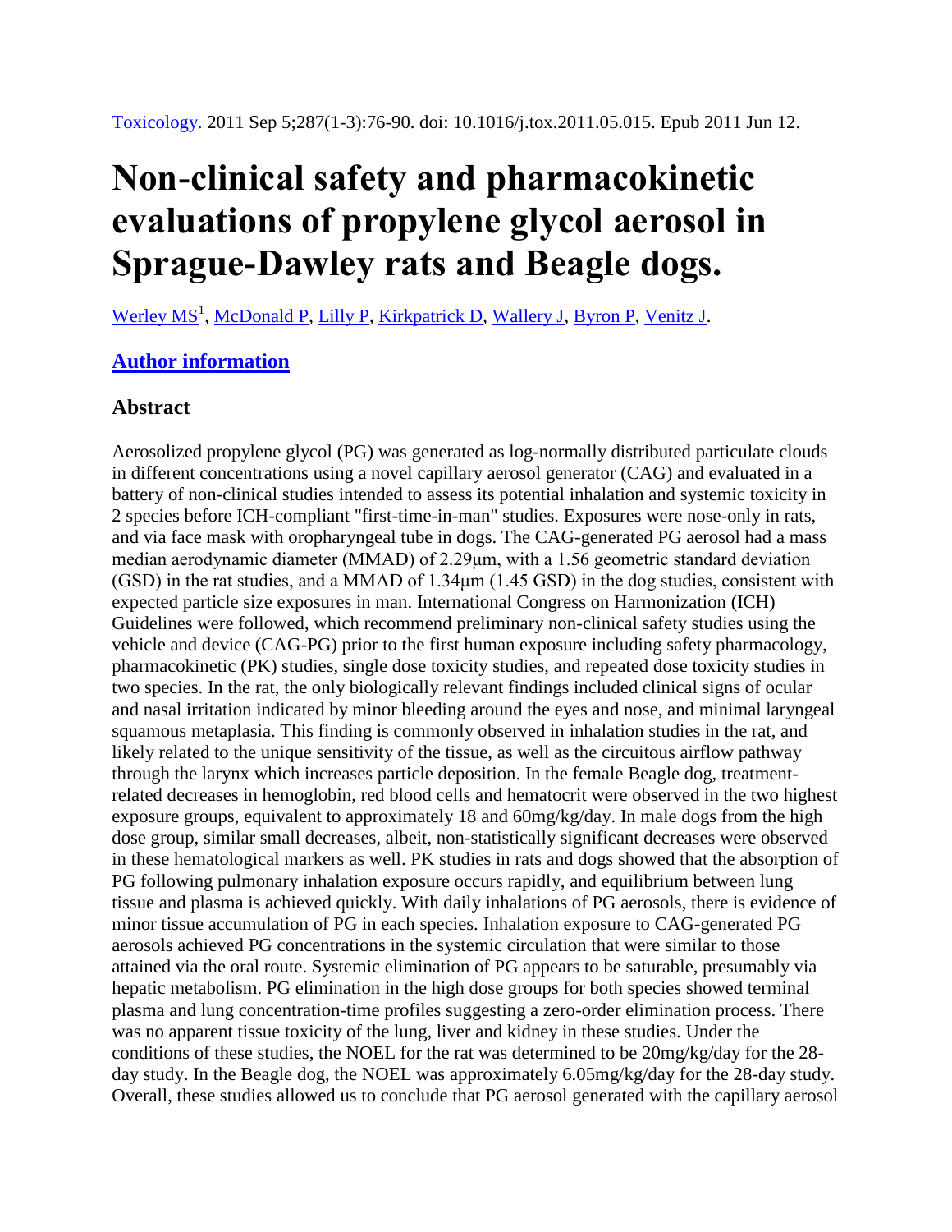Toxicology. 2011 Sep 5;287(1-3):76-90. doi: 10.1016/j.tox.2011.05.015. Epub 2011 Jun 12.

# Non-clinical safety and pharmacokinetic evaluations of propylene glycol aerosol in Sprague-Dawley rats and Beagle dogs.

Werley MS[1], McDonald P, Lilly P, Kirkpatrick D, Wallery J, Byron P, Venitz J.

## Author information

### Abstract

Aerosolized propylene glycol (PG) was generated as log-normally distributed particulate clouds in different concentrations using a novel capillary aerosol generator (CAG) and evaluated in a battery of non-clinical studies intended to assess its potential inhalation and systemic toxicity in 2 species before ICH-compliant "first-time-in-man" studies. Exposures were nose-only in rats, and via face mask with oropharyngeal tube in dogs. The CAG-generated PG aerosol had a mass median aerodynamic diameter (MMAD) of 2.29μm, with a 1.56 geometric standard deviation (GSD) in the rat studies, and a MMAD of 1.34μm (1.45 GSD) in the dog studies, consistent with expected particle size exposures in man. International Congress on Harmonization (ICH) Guidelines were followed, which recommend preliminary non-clinical safety studies using the vehicle and device (CAG-PG) prior to the first human exposure including safety pharmacology, pharmacokinetic (PK) studies, single dose toxicity studies, and repeated dose toxicity studies in two species. In the rat, the only biologically relevant findings included clinical signs of ocular and nasal irritation indicated by minor bleeding around the eyes and nose, and minimal laryngeal squamous metaplasia. This finding is commonly observed in inhalation studies in the rat, and likely related to the unique sensitivity of the tissue, as well as the circuitous airflow pathway through the larynx which increases particle deposition. In the female Beagle dog, treatment-related decreases in hemoglobin, red blood cells and hematocrit were observed in the two highest exposure groups, equivalent to approximately 18 and 60mg/kg/day. In male dogs from the high dose group, similar small decreases, albeit, non-statistically significant decreases were observed in these hematological markers as well. PK studies in rats and dogs showed that the absorption of PG following pulmonary inhalation exposure occurs rapidly, and equilibrium between lung tissue and plasma is achieved quickly. With daily inhalations of PG aerosols, there is evidence of minor tissue accumulation of PG in each species. Inhalation exposure to CAG-generated PG aerosols achieved PG concentrations in the systemic circulation that were similar to those attained via the oral route. Systemic elimination of PG appears to be saturable, presumably via hepatic metabolism. PG elimination in the high dose groups for both species showed terminal plasma and lung concentration-time profiles suggesting a zero-order elimination process. There was no apparent tissue toxicity of the lung, liver and kidney in these studies. Under the conditions of these studies, the NOEL for the rat was determined to be 20mg/kg/day for the 28-day study. In the Beagle dog, the NOEL was approximately 6.05mg/kg/day for the 28-day study. Overall, these studies allowed us to conclude that PG aerosol generated with the capillary aerosol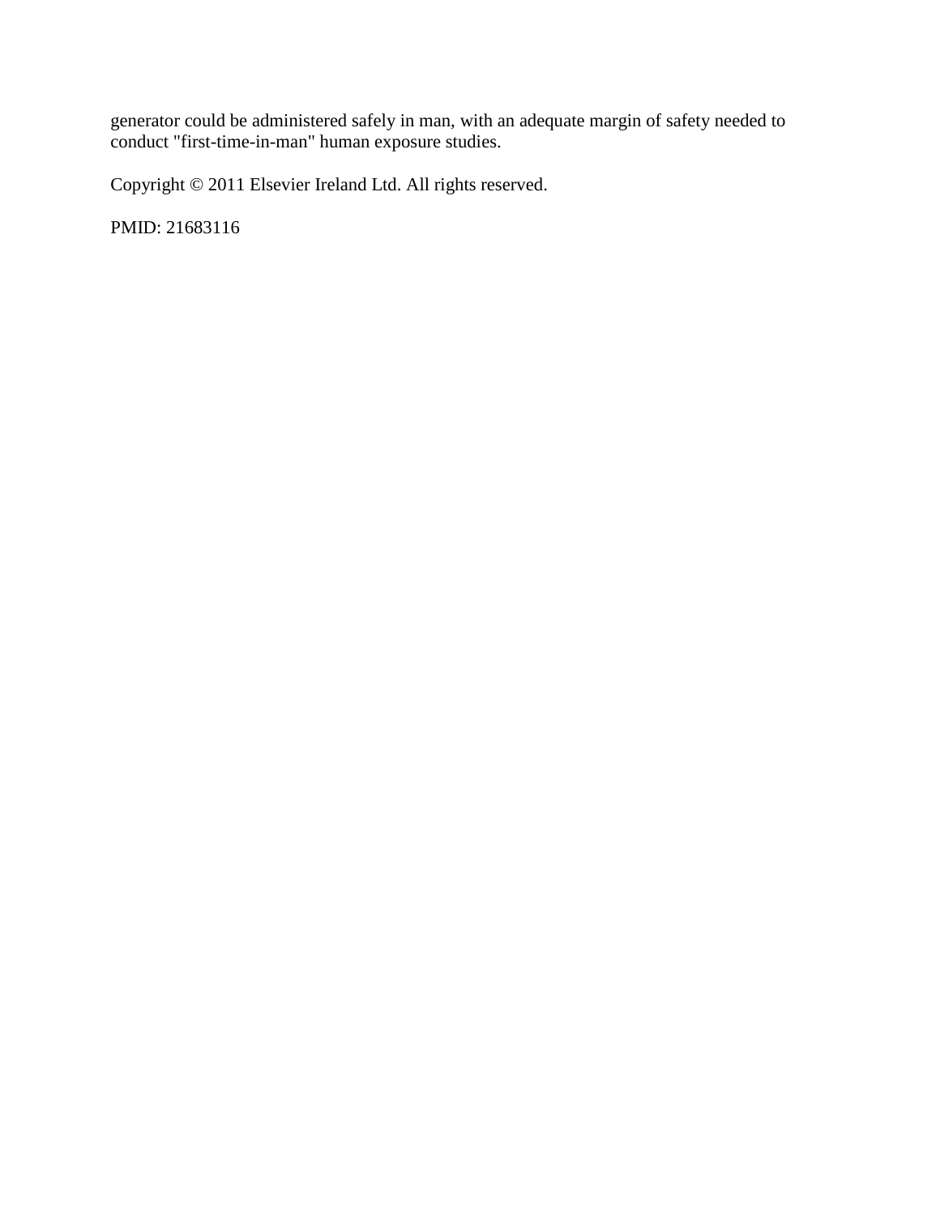generator could be administered safely in man, with an adequate margin of safety needed to conduct "first-time-in-man" human exposure studies.

Copyright © 2011 Elsevier Ireland Ltd. All rights reserved.

PMID: 21683116